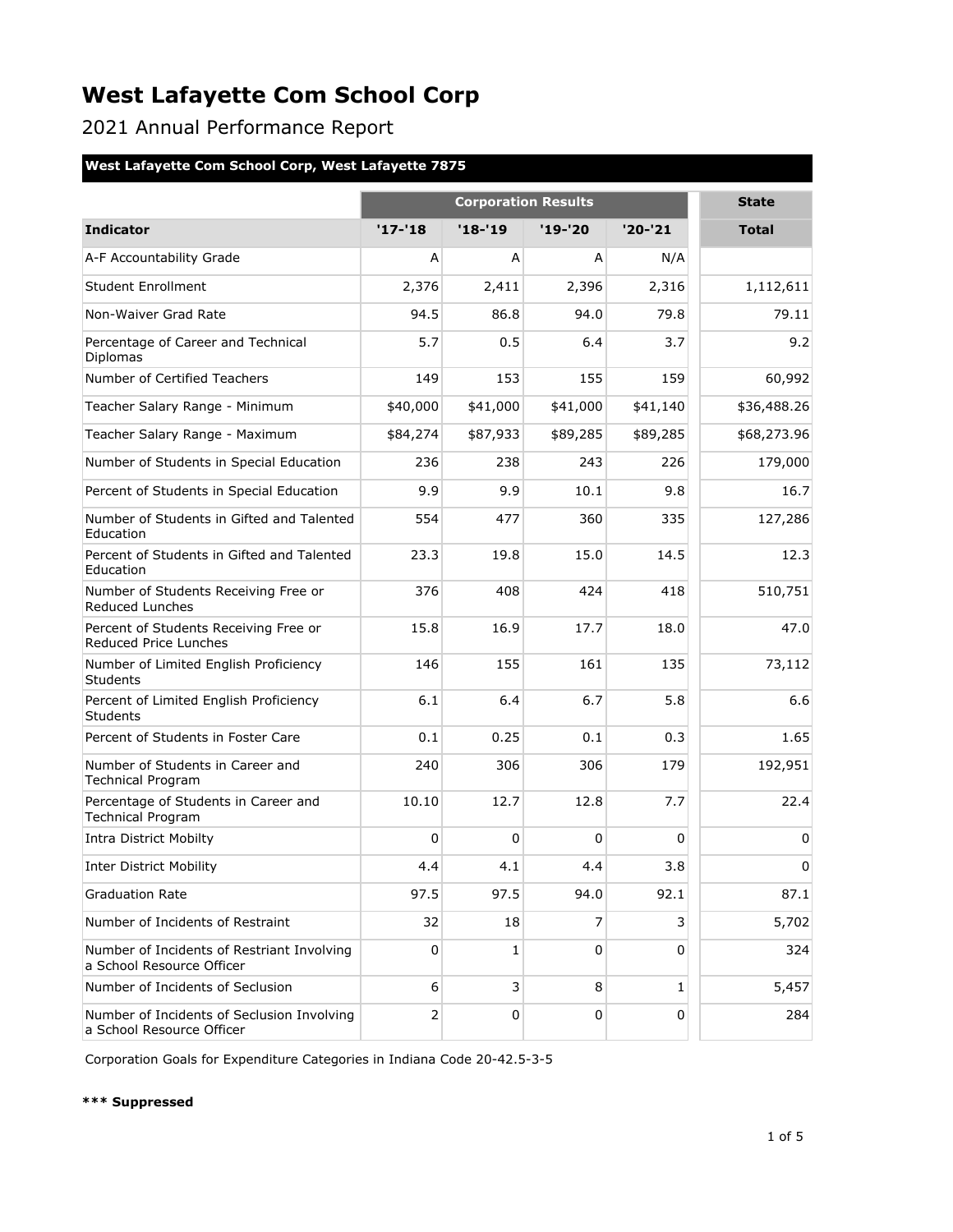# West Lafayette Com School Corp

## 2021 Annual Performance Report

**West Lafayette Com School Corp, West Lafayette 7875**

| | Corporation Results | | | | State |
|---|---|---|---|---|---|
| **Indicator** | **'17-'18** | **'18-'19** | **'19-'20** | **'20-'21** | **Total** |
| A-F Accountability Grade | A | A | A | N/A | |
| Student Enrollment | 2,376 | 2,411 | 2,396 | 2,316 | 1,112,611 |
| Non-Waiver Grad Rate | 94.5 | 86.8 | 94.0 | 79.8 | 79.11 |
| Percentage of Career and Technical Diplomas | 5.7 | 0.5 | 6.4 | 3.7 | 9.2 |
| Number of Certified Teachers | 149 | 153 | 155 | 159 | 60,992 |
| Teacher Salary Range - Minimum | $40,000 | $41,000 | $41,000 | $41,140 | $36,488.26 |
| Teacher Salary Range - Maximum | $84,274 | $87,933 | $89,285 | $89,285 | $68,273.96 |
| Number of Students in Special Education | 236 | 238 | 243 | 226 | 179,000 |
| Percent of Students in Special Education | 9.9 | 9.9 | 10.1 | 9.8 | 16.7 |
| Number of Students in Gifted and Talented Education | 554 | 477 | 360 | 335 | 127,286 |
| Percent of Students in Gifted and Talented Education | 23.3 | 19.8 | 15.0 | 14.5 | 12.3 |
| Number of Students Receiving Free or Reduced Lunches | 376 | 408 | 424 | 418 | 510,751 |
| Percent of Students Receiving Free or Reduced Price Lunches | 15.8 | 16.9 | 17.7 | 18.0 | 47.0 |
| Number of Limited English Proficiency Students | 146 | 155 | 161 | 135 | 73,112 |
| Percent of Limited English Proficiency Students | 6.1 | 6.4 | 6.7 | 5.8 | 6.6 |
| Percent of Students in Foster Care | 0.1 | 0.25 | 0.1 | 0.3 | 1.65 |
| Number of Students in Career and Technical Program | 240 | 306 | 306 | 179 | 192,951 |
| Percentage of Students in Career and Technical Program | 10.10 | 12.7 | 12.8 | 7.7 | 22.4 |
| Intra District Mobilty | 0 | 0 | 0 | 0 | 0 |
| Inter District Mobility | 4.4 | 4.1 | 4.4 | 3.8 | 0 |
| Graduation Rate | 97.5 | 97.5 | 94.0 | 92.1 | 87.1 |
| Number of Incidents of Restraint | 32 | 18 | 7 | 3 | 5,702 |
| Number of Incidents of Restriant Involving a School Resource Officer | 0 | 1 | 0 | 0 | 324 |
| Number of Incidents of Seclusion | 6 | 3 | 8 | 1 | 5,457 |
| Number of Incidents of Seclusion Involving a School Resource Officer | 2 | 0 | 0 | 0 | 284 |

Corporation Goals for Expenditure Categories in Indiana Code 20-42.5-3-5

**\*\*\* Suppressed**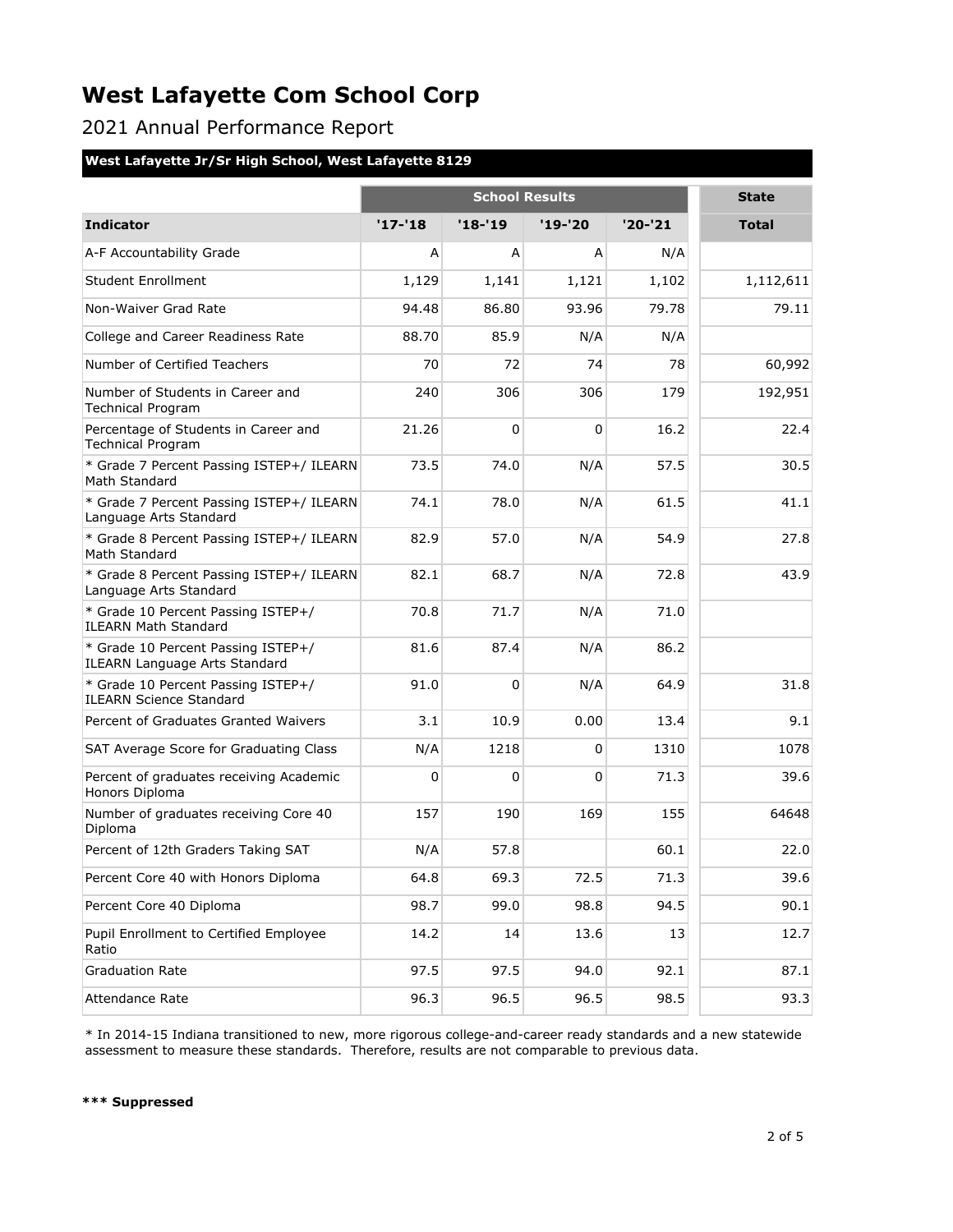# West Lafayette Com School Corp

2021 Annual Performance Report

## West Lafayette Jr/Sr High School, West Lafayette 8129

| | School Results | | | | State |
|---|---|---|---|---|---|
| **Indicator** | **'17-'18** | **'18-'19** | **'19-'20** | **'20-'21** | **Total** |
| A-F Accountability Grade | A | A | A | N/A | |
| Student Enrollment | 1,129 | 1,141 | 1,121 | 1,102 | 1,112,611 |
| Non-Waiver Grad Rate | 94.48 | 86.80 | 93.96 | 79.78 | 79.11 |
| College and Career Readiness Rate | 88.70 | 85.9 | N/A | N/A | |
| Number of Certified Teachers | 70 | 72 | 74 | 78 | 60,992 |
| Number of Students in Career and Technical Program | 240 | 306 | 306 | 179 | 192,951 |
| Percentage of Students in Career and Technical Program | 21.26 | 0 | 0 | 16.2 | 22.4 |
| * Grade 7 Percent Passing ISTEP+/ ILEARN Math Standard | 73.5 | 74.0 | N/A | 57.5 | 30.5 |
| * Grade 7 Percent Passing ISTEP+/ ILEARN Language Arts Standard | 74.1 | 78.0 | N/A | 61.5 | 41.1 |
| * Grade 8 Percent Passing ISTEP+/ ILEARN Math Standard | 82.9 | 57.0 | N/A | 54.9 | 27.8 |
| * Grade 8 Percent Passing ISTEP+/ ILEARN Language Arts Standard | 82.1 | 68.7 | N/A | 72.8 | 43.9 |
| * Grade 10 Percent Passing ISTEP+/ ILEARN Math Standard | 70.8 | 71.7 | N/A | 71.0 | |
| * Grade 10 Percent Passing ISTEP+/ ILEARN Language Arts Standard | 81.6 | 87.4 | N/A | 86.2 | |
| * Grade 10 Percent Passing ISTEP+/ ILEARN Science Standard | 91.0 | 0 | N/A | 64.9 | 31.8 |
| Percent of Graduates Granted Waivers | 3.1 | 10.9 | 0.00 | 13.4 | 9.1 |
| SAT Average Score for Graduating Class | N/A | 1218 | 0 | 1310 | 1078 |
| Percent of graduates receiving Academic Honors Diploma | 0 | 0 | 0 | 71.3 | 39.6 |
| Number of graduates receiving Core 40 Diploma | 157 | 190 | 169 | 155 | 64648 |
| Percent of 12th Graders Taking SAT | N/A | 57.8 | | 60.1 | 22.0 |
| Percent Core 40 with Honors Diploma | 64.8 | 69.3 | 72.5 | 71.3 | 39.6 |
| Percent Core 40 Diploma | 98.7 | 99.0 | 98.8 | 94.5 | 90.1 |
| Pupil Enrollment to Certified Employee Ratio | 14.2 | 14 | 13.6 | 13 | 12.7 |
| Graduation Rate | 97.5 | 97.5 | 94.0 | 92.1 | 87.1 |
| Attendance Rate | 96.3 | 96.5 | 96.5 | 98.5 | 93.3 |

* In 2014-15 Indiana transitioned to new, more rigorous college-and-career ready standards and a new statewide assessment to measure these standards. Therefore, results are not comparable to previous data.

**\*\*\* Suppressed**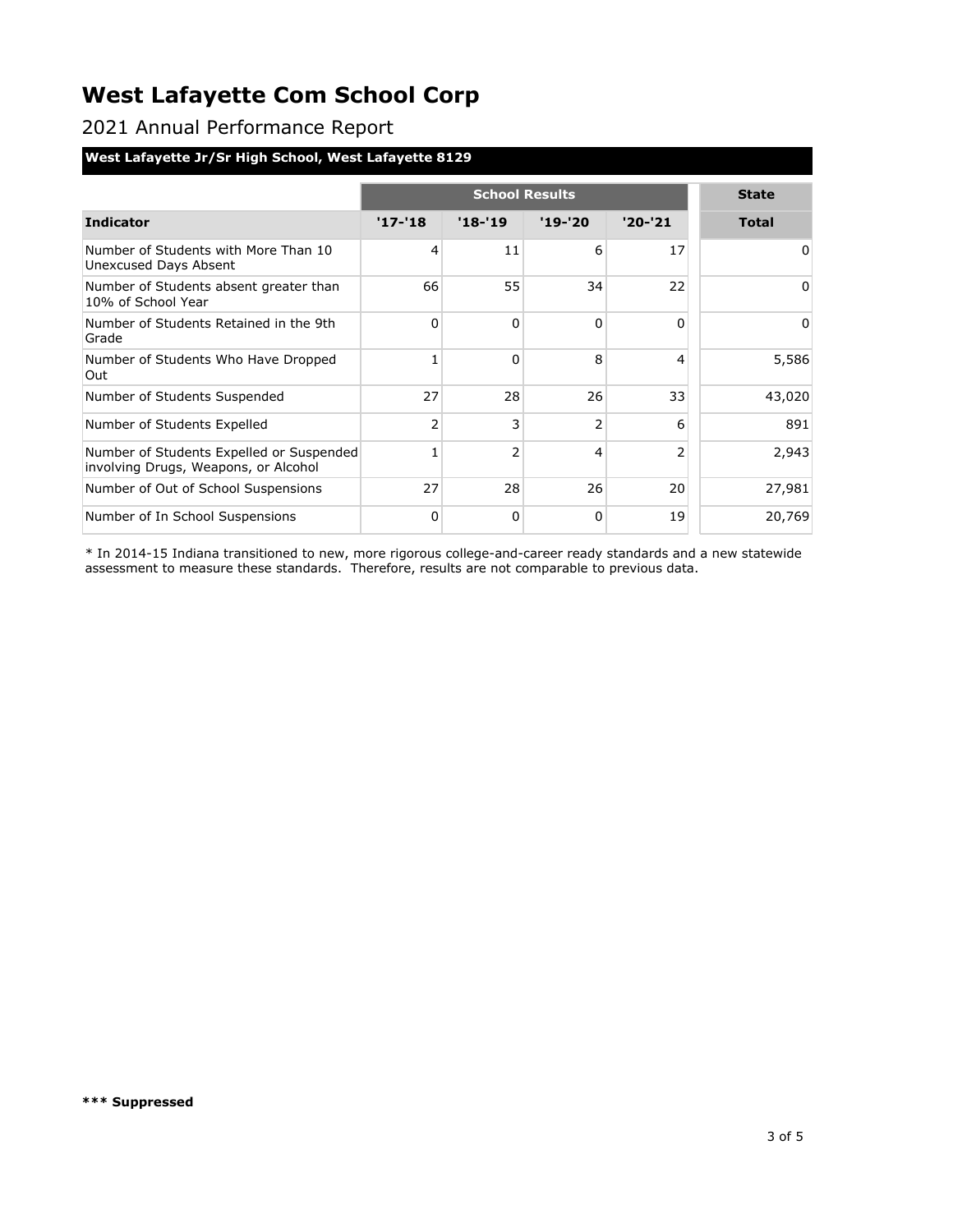# West Lafayette Com School Corp

## 2021 Annual Performance Report

**West Lafayette Jr/Sr High School, West Lafayette 8129**

| | School Results | | | | State |
|---|---|---|---|---|---|
| **Indicator** | **'17-'18** | **'18-'19** | **'19-'20** | **'20-'21** | **Total** |
| Number of Students with More Than 10 Unexcused Days Absent | 4 | 11 | 6 | 17 | 0 |
| Number of Students absent greater than 10% of School Year | 66 | 55 | 34 | 22 | 0 |
| Number of Students Retained in the 9th Grade | 0 | 0 | 0 | 0 | 0 |
| Number of Students Who Have Dropped Out | 1 | 0 | 8 | 4 | 5,586 |
| Number of Students Suspended | 27 | 28 | 26 | 33 | 43,020 |
| Number of Students Expelled | 2 | 3 | 2 | 6 | 891 |
| Number of Students Expelled or Suspended involving Drugs, Weapons, or Alcohol | 1 | 2 | 4 | 2 | 2,943 |
| Number of Out of School Suspensions | 27 | 28 | 26 | 20 | 27,981 |
| Number of In School Suspensions | 0 | 0 | 0 | 19 | 20,769 |

* In 2014-15 Indiana transitioned to new, more rigorous college-and-career ready standards and a new statewide assessment to measure these standards. Therefore, results are not comparable to previous data.

**\*\*\* Suppressed**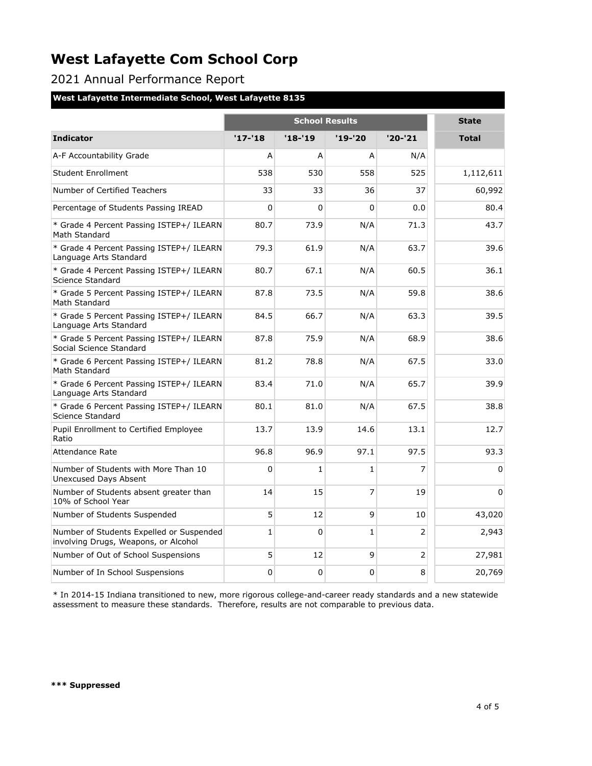# West Lafayette Com School Corp

## 2021 Annual Performance Report

### West Lafayette Intermediate School, West Lafayette 8135

| | School Results | | | | State |
|---|---|---|---|---|---|
| **Indicator** | **'17-'18** | **'18-'19** | **'19-'20** | **'20-'21** | **Total** |
| A-F Accountability Grade | A | A | A | N/A | |
| Student Enrollment | 538 | 530 | 558 | 525 | 1,112,611 |
| Number of Certified Teachers | 33 | 33 | 36 | 37 | 60,992 |
| Percentage of Students Passing IREAD | 0 | 0 | 0 | 0.0 | 80.4 |
| * Grade 4 Percent Passing ISTEP+/ ILEARN Math Standard | 80.7 | 73.9 | N/A | 71.3 | 43.7 |
| * Grade 4 Percent Passing ISTEP+/ ILEARN Language Arts Standard | 79.3 | 61.9 | N/A | 63.7 | 39.6 |
| * Grade 4 Percent Passing ISTEP+/ ILEARN Science Standard | 80.7 | 67.1 | N/A | 60.5 | 36.1 |
| * Grade 5 Percent Passing ISTEP+/ ILEARN Math Standard | 87.8 | 73.5 | N/A | 59.8 | 38.6 |
| * Grade 5 Percent Passing ISTEP+/ ILEARN Language Arts Standard | 84.5 | 66.7 | N/A | 63.3 | 39.5 |
| * Grade 5 Percent Passing ISTEP+/ ILEARN Social Science Standard | 87.8 | 75.9 | N/A | 68.9 | 38.6 |
| * Grade 6 Percent Passing ISTEP+/ ILEARN Math Standard | 81.2 | 78.8 | N/A | 67.5 | 33.0 |
| * Grade 6 Percent Passing ISTEP+/ ILEARN Language Arts Standard | 83.4 | 71.0 | N/A | 65.7 | 39.9 |
| * Grade 6 Percent Passing ISTEP+/ ILEARN Science Standard | 80.1 | 81.0 | N/A | 67.5 | 38.8 |
| Pupil Enrollment to Certified Employee Ratio | 13.7 | 13.9 | 14.6 | 13.1 | 12.7 |
| Attendance Rate | 96.8 | 96.9 | 97.1 | 97.5 | 93.3 |
| Number of Students with More Than 10 Unexcused Days Absent | 0 | 1 | 1 | 7 | 0 |
| Number of Students absent greater than 10% of School Year | 14 | 15 | 7 | 19 | 0 |
| Number of Students Suspended | 5 | 12 | 9 | 10 | 43,020 |
| Number of Students Expelled or Suspended involving Drugs, Weapons, or Alcohol | 1 | 0 | 1 | 2 | 2,943 |
| Number of Out of School Suspensions | 5 | 12 | 9 | 2 | 27,981 |
| Number of In School Suspensions | 0 | 0 | 0 | 8 | 20,769 |

* In 2014-15 Indiana transitioned to new, more rigorous college-and-career ready standards and a new statewide assessment to measure these standards. Therefore, results are not comparable to previous data.

**\*\*\* Suppressed**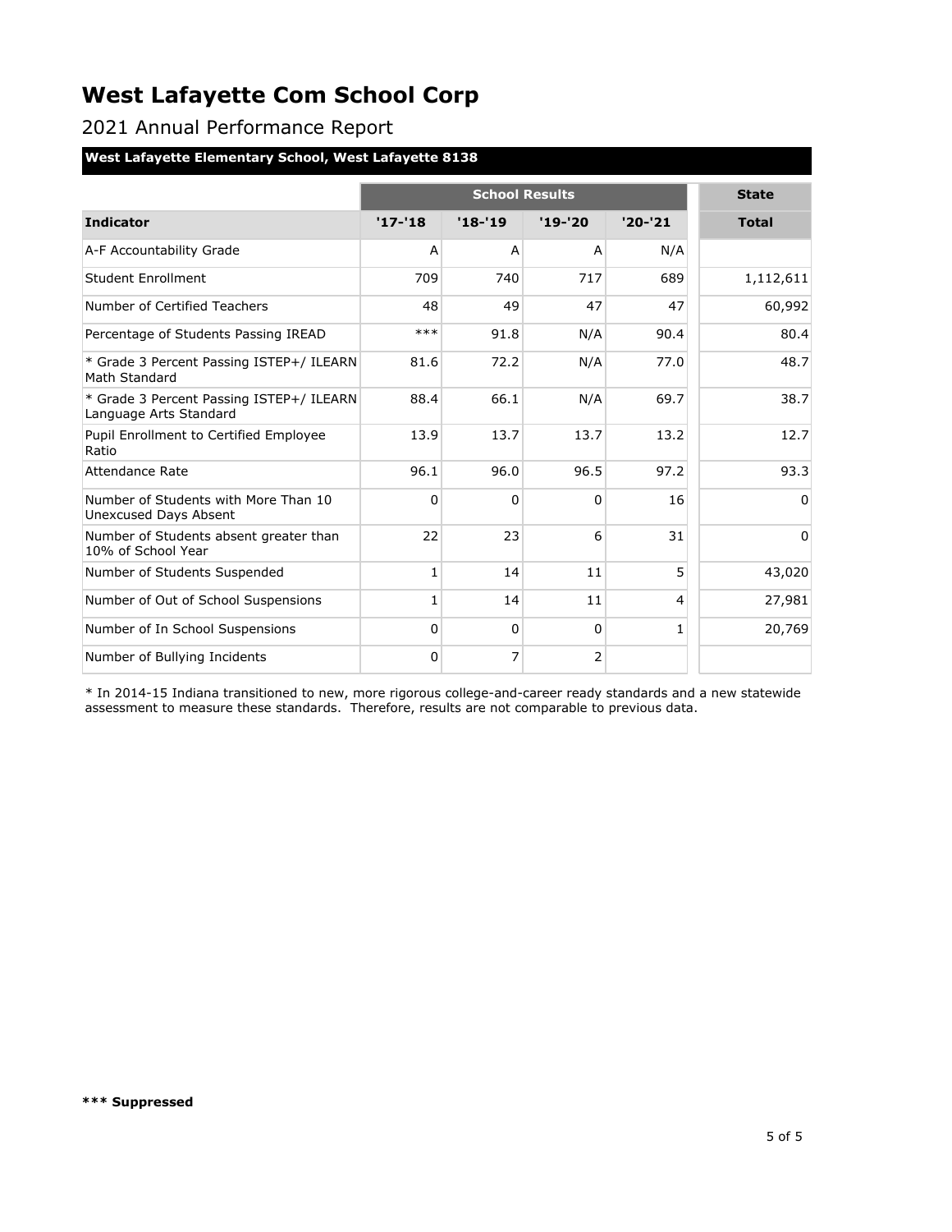# West Lafayette Com School Corp

## 2021 Annual Performance Report

### West Lafayette Elementary School, West Lafayette 8138

| | School Results | | | | State |
|---|---|---|---|---|---|
| **Indicator** | **'17-'18** | **'18-'19** | **'19-'20** | **'20-'21** | **Total** |
| A-F Accountability Grade | A | A | A | N/A | |
| Student Enrollment | 709 | 740 | 717 | 689 | 1,112,611 |
| Number of Certified Teachers | 48 | 49 | 47 | 47 | 60,992 |
| Percentage of Students Passing IREAD | *** | 91.8 | N/A | 90.4 | 80.4 |
| * Grade 3 Percent Passing ISTEP+/ ILEARN Math Standard | 81.6 | 72.2 | N/A | 77.0 | 48.7 |
| * Grade 3 Percent Passing ISTEP+/ ILEARN Language Arts Standard | 88.4 | 66.1 | N/A | 69.7 | 38.7 |
| Pupil Enrollment to Certified Employee Ratio | 13.9 | 13.7 | 13.7 | 13.2 | 12.7 |
| Attendance Rate | 96.1 | 96.0 | 96.5 | 97.2 | 93.3 |
| Number of Students with More Than 10 Unexcused Days Absent | 0 | 0 | 0 | 16 | 0 |
| Number of Students absent greater than 10% of School Year | 22 | 23 | 6 | 31 | 0 |
| Number of Students Suspended | 1 | 14 | 11 | 5 | 43,020 |
| Number of Out of School Suspensions | 1 | 14 | 11 | 4 | 27,981 |
| Number of In School Suspensions | 0 | 0 | 0 | 1 | 20,769 |
| Number of Bullying Incidents | 0 | 7 | 2 | | |

* In 2014-15 Indiana transitioned to new, more rigorous college-and-career ready standards and a new statewide assessment to measure these standards. Therefore, results are not comparable to previous data.

**\*\*\* Suppressed**